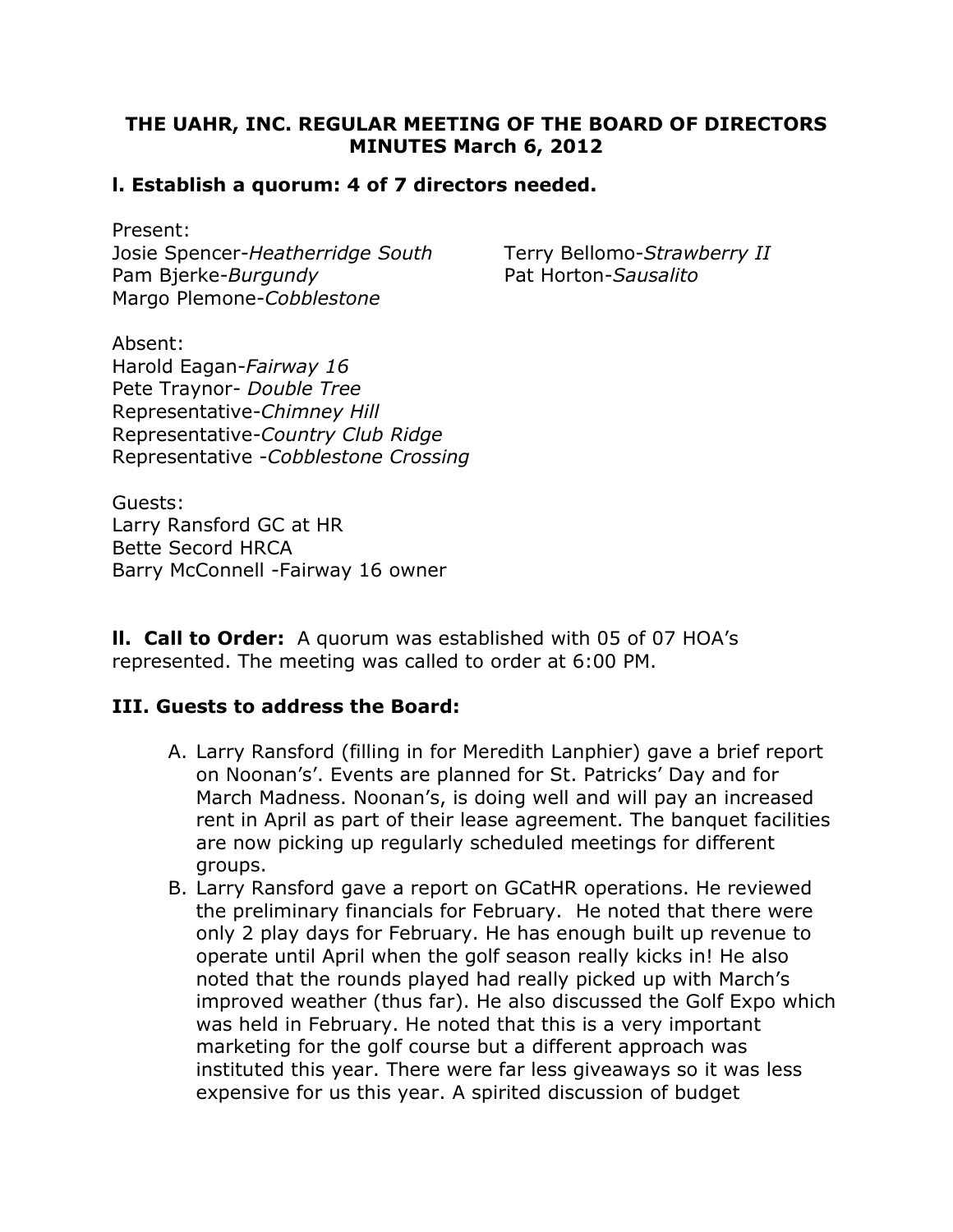# THE UAHR, INC. REGULAR MEETING OF THE BOARD OF DIRECTORS MINUTES March 6, 2012

## l. Establish a quorum: 4 of 7 directors needed.

Present:
Josie Spencer-*Heatherridge South*
Pam Bjerke-*Burgundy*
Margo Plemone-*Cobblestone*
Terry Bellomo-*Strawberry II*
Pat Horton-*Sausalito*

Absent:
Harold Eagan-*Fairway 16*
Pete Traynor- *Double Tree*
Representative-*Chimney Hill*
Representative-*Country Club Ridge*
Representative -*Cobblestone Crossing*

Guests:
Larry Ransford GC at HR
Bette Secord HRCA
Barry McConnell -Fairway 16 owner

**ll. Call to Order:** A quorum was established with 05 of 07 HOA's represented. The meeting was called to order at 6:00 PM.

## III. Guests to address the Board:

A. Larry Ransford (filling in for Meredith Lanphier) gave a brief report on Noonan's'. Events are planned for St. Patricks' Day and for March Madness. Noonan's, is doing well and will pay an increased rent in April as part of their lease agreement. The banquet facilities are now picking up regularly scheduled meetings for different groups.
B. Larry Ransford gave a report on GCatHR operations. He reviewed the preliminary financials for February. He noted that there were only 2 play days for February. He has enough built up revenue to operate until April when the golf season really kicks in! He also noted that the rounds played had really picked up with March's improved weather (thus far). He also discussed the Golf Expo which was held in February. He noted that this is a very important marketing for the golf course but a different approach was instituted this year. There were far less giveaways so it was less expensive for us this year. A spirited discussion of budget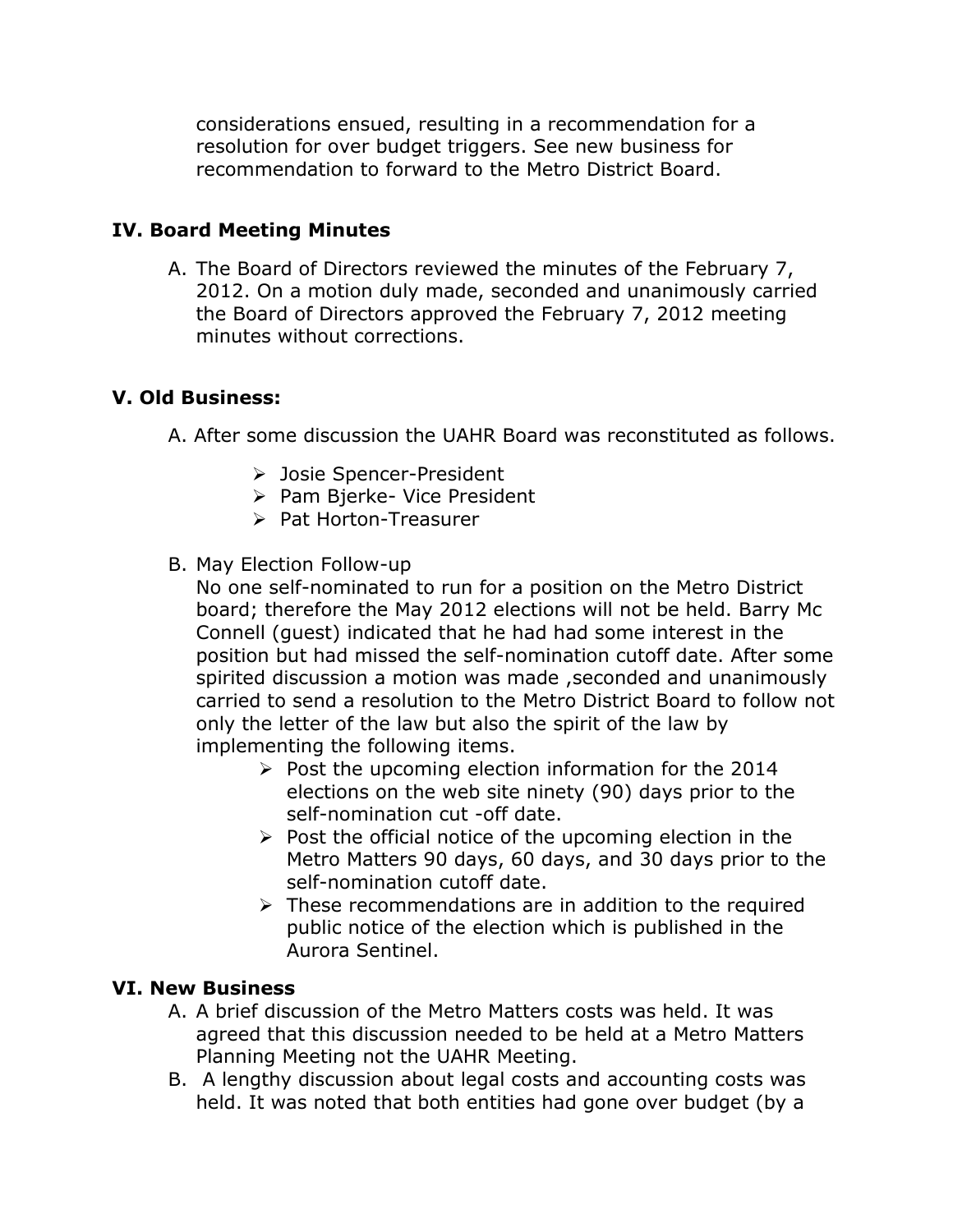considerations ensued, resulting in a recommendation for a resolution for over budget triggers. See new business for recommendation to forward to the Metro District Board.

## IV. Board Meeting Minutes

A. The Board of Directors reviewed the minutes of the February 7, 2012. On a motion duly made, seconded and unanimously carried the Board of Directors approved the February 7, 2012 meeting minutes without corrections.

## V. Old Business:

A. After some discussion the UAHR Board was reconstituted as follows.

- Josie Spencer-President
- Pam Bjerke- Vice President
- Pat Horton-Treasurer

B. May Election Follow-up
No one self-nominated to run for a position on the Metro District board; therefore the May 2012 elections will not be held. Barry Mc Connell (guest) indicated that he had had some interest in the position but had missed the self-nomination cutoff date. After some spirited discussion a motion was made ,seconded and unanimously carried to send a resolution to the Metro District Board to follow not only the letter of the law but also the spirit of the law by implementing the following items.

- Post the upcoming election information for the 2014 elections on the web site ninety (90) days prior to the self-nomination cut -off date.
- Post the official notice of the upcoming election in the Metro Matters 90 days, 60 days, and 30 days prior to the self-nomination cutoff date.
- These recommendations are in addition to the required public notice of the election which is published in the Aurora Sentinel.

## VI. New Business

A. A brief discussion of the Metro Matters costs was held. It was agreed that this discussion needed to be held at a Metro Matters Planning Meeting not the UAHR Meeting.

B. A lengthy discussion about legal costs and accounting costs was held. It was noted that both entities had gone over budget (by a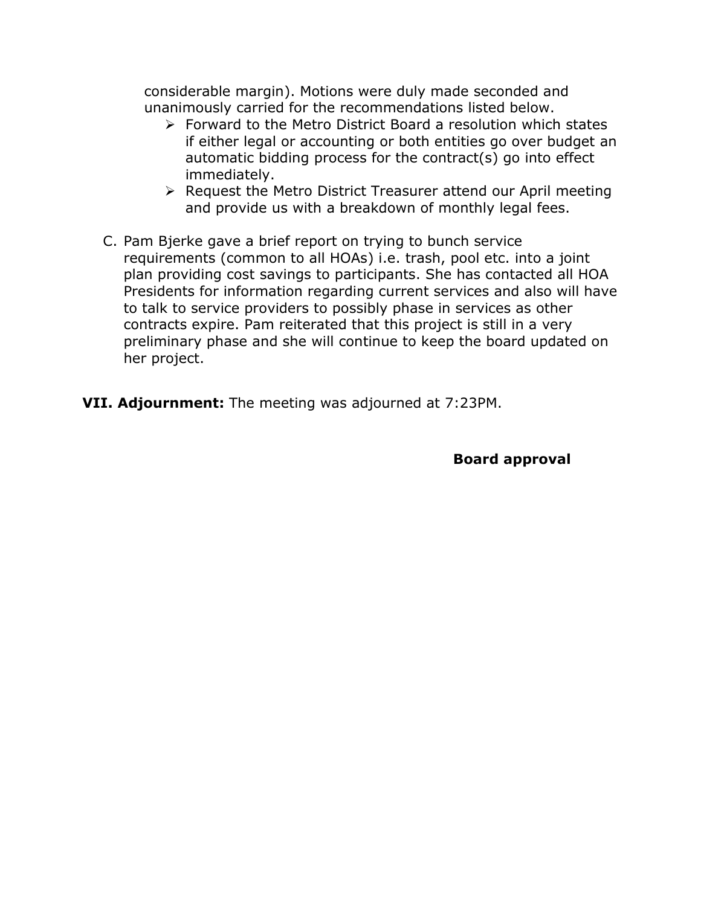considerable margin). Motions were duly made seconded and unanimously carried for the recommendations listed below.

- Forward to the Metro District Board a resolution which states if either legal or accounting or both entities go over budget an automatic bidding process for the contract(s) go into effect immediately.
- Request the Metro District Treasurer attend our April meeting and provide us with a breakdown of monthly legal fees.

C. Pam Bjerke gave a brief report on trying to bunch service requirements (common to all HOAs) i.e. trash, pool etc. into a joint plan providing cost savings to participants. She has contacted all HOA Presidents for information regarding current services and also will have to talk to service providers to possibly phase in services as other contracts expire. Pam reiterated that this project is still in a very preliminary phase and she will continue to keep the board updated on her project.

**VII. Adjournment:** The meeting was adjourned at 7:23PM.

**Board approval**